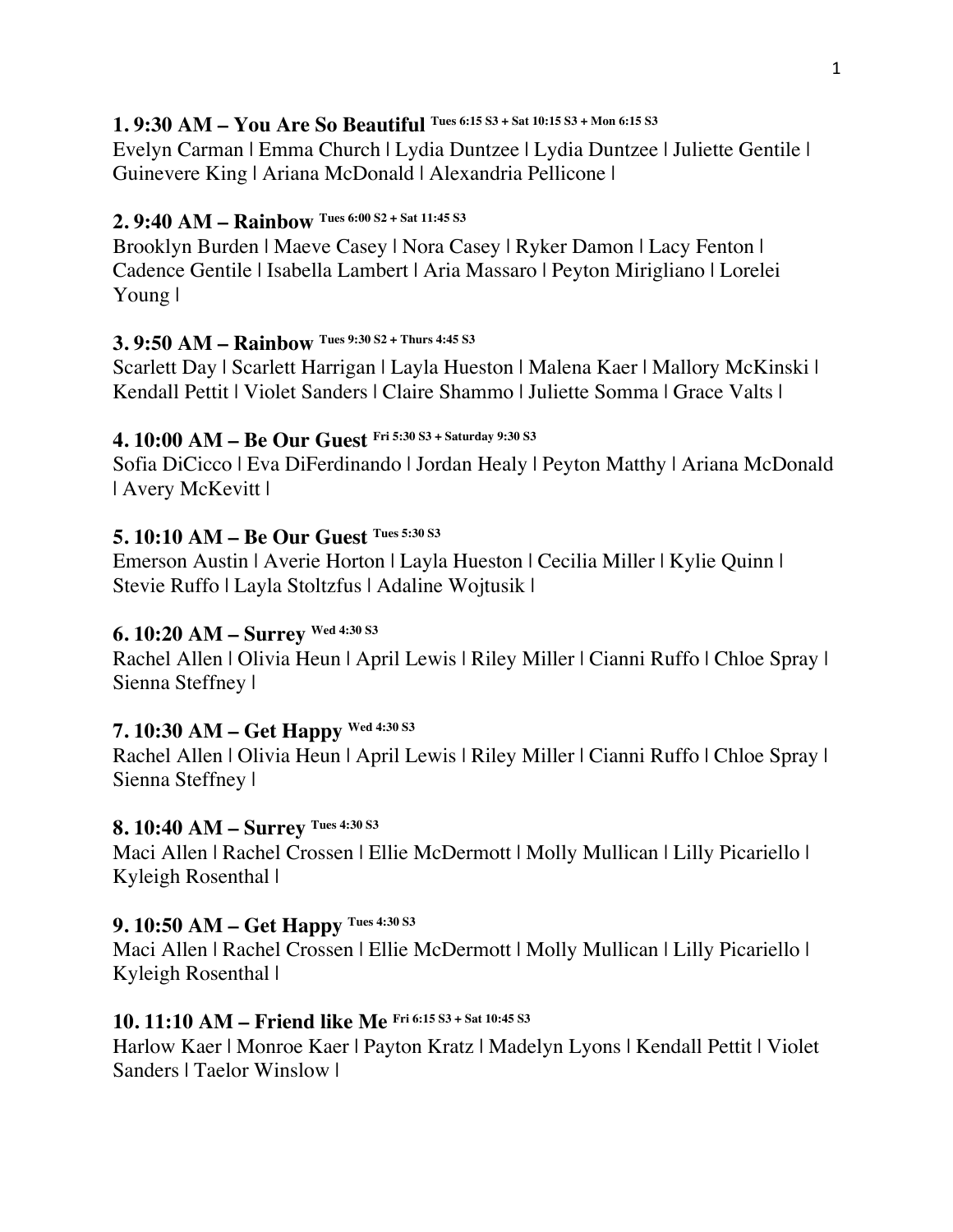**1. 9:30 AM – You Are So Beautiful** Tues 6:15 S3 + Sat 10:15 S3 + Mon 6:15 S3
Evelyn Carman | Emma Church | Lydia Duntzee | Lydia Duntzee | Juliette Gentile | Guinevere King | Ariana McDonald | Alexandria Pellicone |

**2. 9:40 AM – Rainbow** Tues 6:00 S2 + Sat 11:45 S3
Brooklyn Burden | Maeve Casey | Nora Casey | Ryker Damon | Lacy Fenton | Cadence Gentile | Isabella Lambert | Aria Massaro | Peyton Mirigliano | Lorelei Young |

**3. 9:50 AM – Rainbow** Tues 9:30 S2 + Thurs 4:45 S3
Scarlett Day | Scarlett Harrigan | Layla Hueston | Malena Kaer | Mallory McKinski | Kendall Pettit | Violet Sanders | Claire Shammo | Juliette Somma | Grace Valts |

**4. 10:00 AM – Be Our Guest** Fri 5:30 S3 + Saturday 9:30 S3
Sofia DiCicco | Eva DiFerdinando | Jordan Healy | Peyton Matthy | Ariana McDonald | Avery McKevitt |

**5. 10:10 AM – Be Our Guest** Tues 5:30 S3
Emerson Austin | Averie Horton | Layla Hueston | Cecilia Miller | Kylie Quinn | Stevie Ruffo | Layla Stoltzfus | Adaline Wojtusik |

**6. 10:20 AM – Surrey** Wed 4:30 S3
Rachel Allen | Olivia Heun | April Lewis | Riley Miller | Cianni Ruffo | Chloe Spray | Sienna Steffney |

**7. 10:30 AM – Get Happy** Wed 4:30 S3
Rachel Allen | Olivia Heun | April Lewis | Riley Miller | Cianni Ruffo | Chloe Spray | Sienna Steffney |

**8. 10:40 AM – Surrey** Tues 4:30 S3
Maci Allen | Rachel Crossen | Ellie McDermott | Molly Mullican | Lilly Picariello | Kyleigh Rosenthal |

**9. 10:50 AM – Get Happy** Tues 4:30 S3
Maci Allen | Rachel Crossen | Ellie McDermott | Molly Mullican | Lilly Picariello | Kyleigh Rosenthal |

**10. 11:10 AM – Friend like Me** Fri 6:15 S3 + Sat 10:45 S3
Harlow Kaer | Monroe Kaer | Payton Kratz | Madelyn Lyons | Kendall Pettit | Violet Sanders | Taelor Winslow |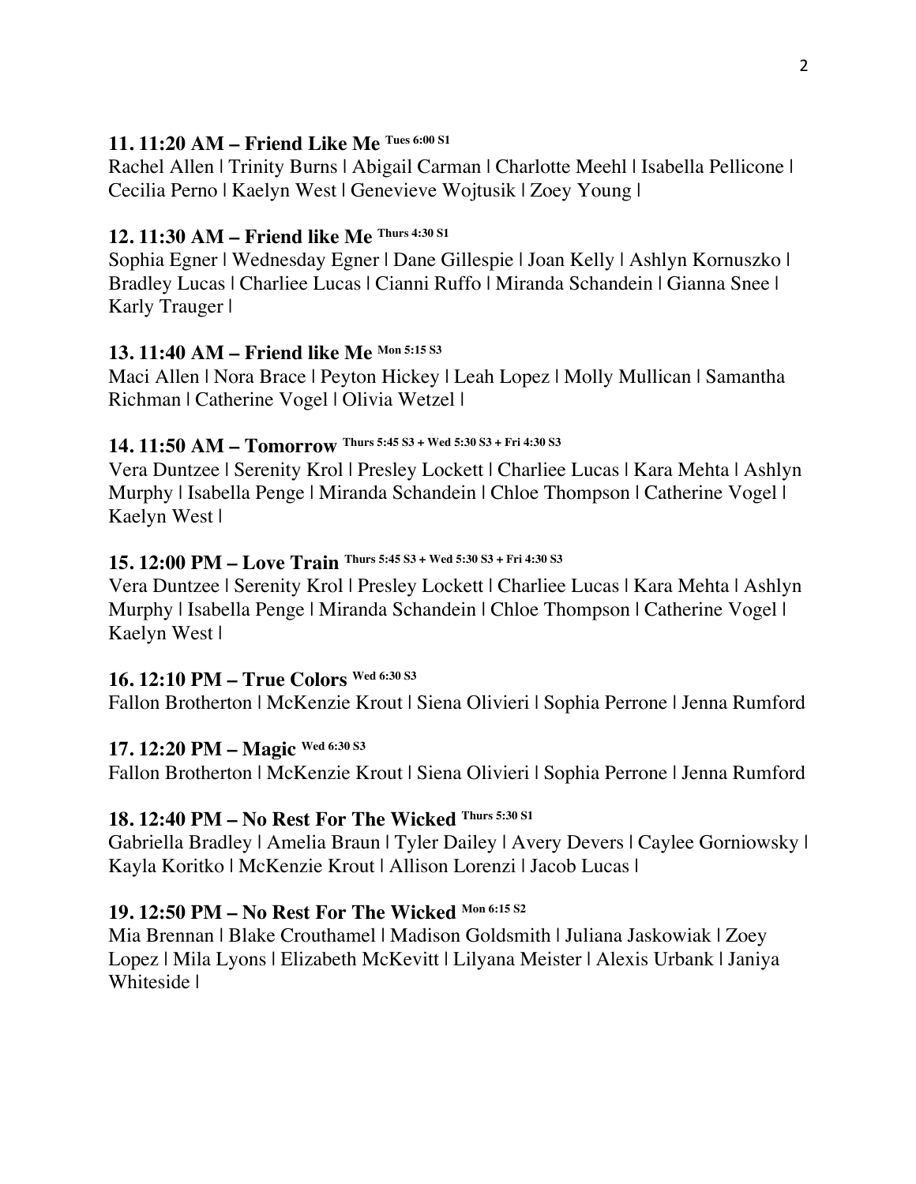### 11. 11:20 AM – Friend Like Me Tues 6:00 S1

Rachel Allen | Trinity Burns | Abigail Carman | Charlotte Meehl | Isabella Pellicone | Cecilia Perno | Kaelyn West | Genevieve Wojtusik | Zoey Young |

### 12. 11:30 AM – Friend like Me Thurs 4:30 S1

Sophia Egner | Wednesday Egner | Dane Gillespie | Joan Kelly | Ashlyn Kornuszko | Bradley Lucas | Charliee Lucas | Cianni Ruffo | Miranda Schandein | Gianna Snee | Karly Trauger |

### 13. 11:40 AM – Friend like Me Mon 5:15 S3

Maci Allen | Nora Brace | Peyton Hickey | Leah Lopez | Molly Mullican | Samantha Richman | Catherine Vogel | Olivia Wetzel |

### 14. 11:50 AM – Tomorrow Thurs 5:45 S3 + Wed 5:30 S3 + Fri 4:30 S3

Vera Duntzee | Serenity Krol | Presley Lockett | Charliee Lucas | Kara Mehta | Ashlyn Murphy | Isabella Penge | Miranda Schandein | Chloe Thompson | Catherine Vogel | Kaelyn West |

### 15. 12:00 PM – Love Train Thurs 5:45 S3 + Wed 5:30 S3 + Fri 4:30 S3

Vera Duntzee | Serenity Krol | Presley Lockett | Charliee Lucas | Kara Mehta | Ashlyn Murphy | Isabella Penge | Miranda Schandein | Chloe Thompson | Catherine Vogel | Kaelyn West |

### 16. 12:10 PM – True Colors Wed 6:30 S3

Fallon Brotherton | McKenzie Krout | Siena Olivieri | Sophia Perrone | Jenna Rumford

### 17. 12:20 PM – Magic Wed 6:30 S3

Fallon Brotherton | McKenzie Krout | Siena Olivieri | Sophia Perrone | Jenna Rumford

### 18. 12:40 PM – No Rest For The Wicked Thurs 5:30 S1

Gabriella Bradley | Amelia Braun | Tyler Dailey | Avery Devers | Caylee Gorniowsky | Kayla Koritko | McKenzie Krout | Allison Lorenzi | Jacob Lucas |

### 19. 12:50 PM – No Rest For The Wicked Mon 6:15 S2

Mia Brennan | Blake Crouthamel | Madison Goldsmith | Juliana Jaskowiak | Zoey Lopez | Mila Lyons | Elizabeth McKevitt | Lilyana Meister | Alexis Urbank | Janiya Whiteside |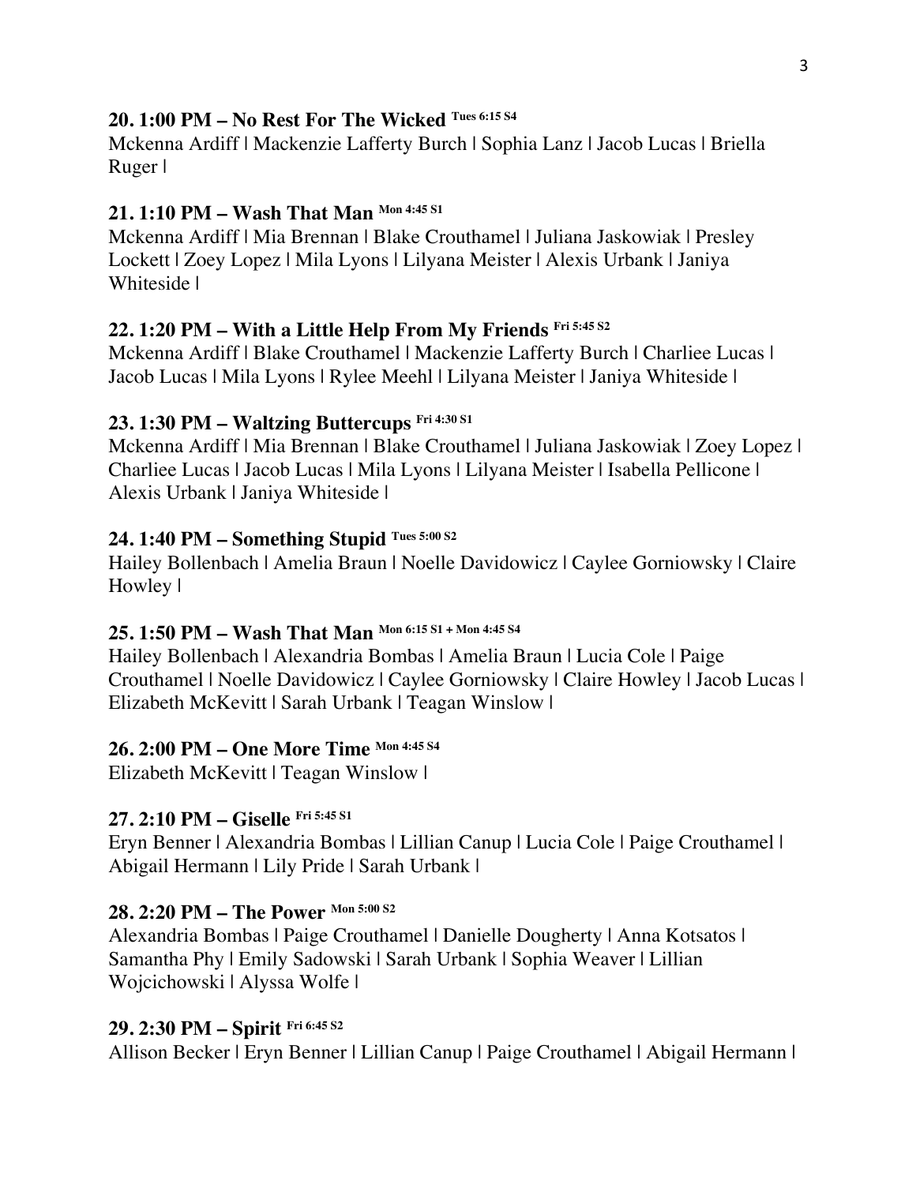**20. 1:00 PM – No Rest For The Wicked** Tues 6:15 S4

Mckenna Ardiff | Mackenzie Lafferty Burch | Sophia Lanz | Jacob Lucas | Briella Ruger |

**21. 1:10 PM – Wash That Man** Mon 4:45 S1

Mckenna Ardiff | Mia Brennan | Blake Crouthamel | Juliana Jaskowiak | Presley Lockett | Zoey Lopez | Mila Lyons | Lilyana Meister | Alexis Urbank | Janiya Whiteside |

**22. 1:20 PM – With a Little Help From My Friends** Fri 5:45 S2

Mckenna Ardiff | Blake Crouthamel | Mackenzie Lafferty Burch | Charliee Lucas | Jacob Lucas | Mila Lyons | Rylee Meehl | Lilyana Meister | Janiya Whiteside |

**23. 1:30 PM – Waltzing Buttercups** Fri 4:30 S1

Mckenna Ardiff | Mia Brennan | Blake Crouthamel | Juliana Jaskowiak | Zoey Lopez | Charliee Lucas | Jacob Lucas | Mila Lyons | Lilyana Meister | Isabella Pellicone | Alexis Urbank | Janiya Whiteside |

**24. 1:40 PM – Something Stupid** Tues 5:00 S2

Hailey Bollenbach | Amelia Braun | Noelle Davidowicz | Caylee Gorniowsky | Claire Howley |

**25. 1:50 PM – Wash That Man** Mon 6:15 S1 + Mon 4:45 S4

Hailey Bollenbach | Alexandria Bombas | Amelia Braun | Lucia Cole | Paige Crouthamel | Noelle Davidowicz | Caylee Gorniowsky | Claire Howley | Jacob Lucas | Elizabeth McKevitt | Sarah Urbank | Teagan Winslow |

**26. 2:00 PM – One More Time** Mon 4:45 S4

Elizabeth McKevitt | Teagan Winslow |

**27. 2:10 PM – Giselle** Fri 5:45 S1

Eryn Benner | Alexandria Bombas | Lillian Canup | Lucia Cole | Paige Crouthamel | Abigail Hermann | Lily Pride | Sarah Urbank |

**28. 2:20 PM – The Power** Mon 5:00 S2

Alexandria Bombas | Paige Crouthamel | Danielle Dougherty | Anna Kotsatos | Samantha Phy | Emily Sadowski | Sarah Urbank | Sophia Weaver | Lillian Wojcichowski | Alyssa Wolfe |

**29. 2:30 PM – Spirit** Fri 6:45 S2

Allison Becker | Eryn Benner | Lillian Canup | Paige Crouthamel | Abigail Hermann |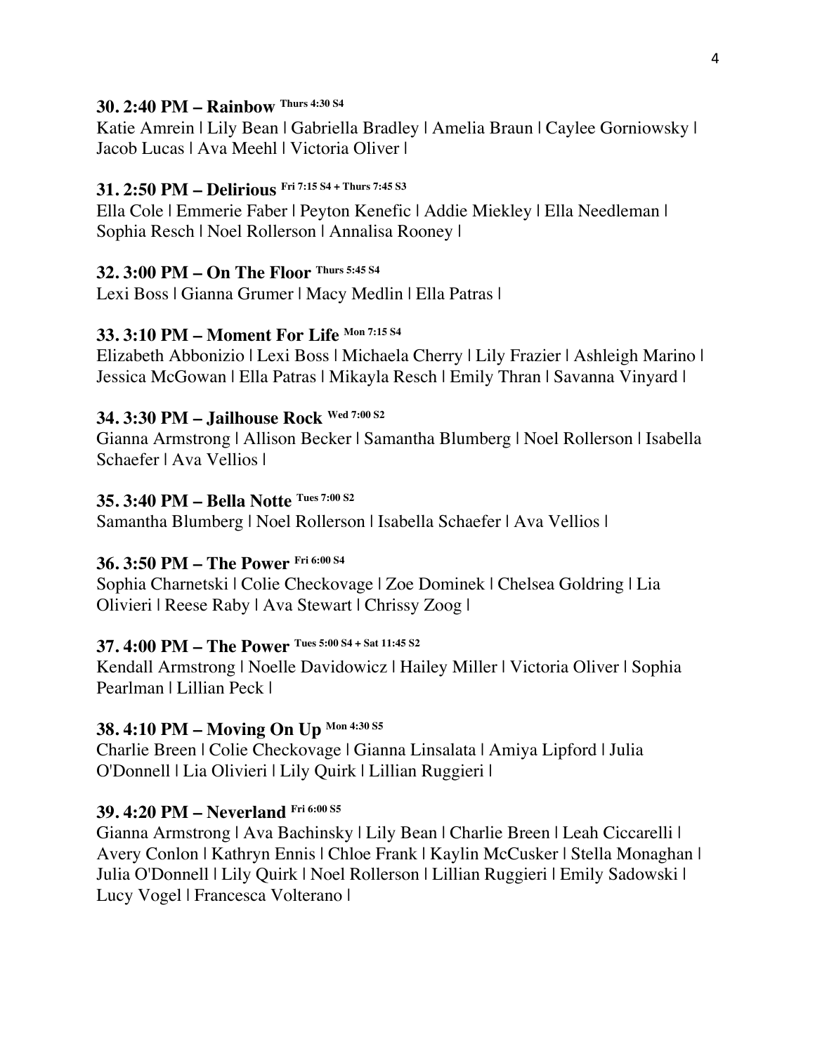**30. 2:40 PM – Rainbow** Thurs 4:30 S4

Katie Amrein | Lily Bean | Gabriella Bradley | Amelia Braun | Caylee Gorniowsky | Jacob Lucas | Ava Meehl | Victoria Oliver |

**31. 2:50 PM – Delirious** Fri 7:15 S4 + Thurs 7:45 S3

Ella Cole | Emmerie Faber | Peyton Kenefic | Addie Miekley | Ella Needleman | Sophia Resch | Noel Rollerson | Annalisa Rooney |

**32. 3:00 PM – On The Floor** Thurs 5:45 S4

Lexi Boss | Gianna Grumer | Macy Medlin | Ella Patras |

**33. 3:10 PM – Moment For Life** Mon 7:15 S4

Elizabeth Abbonizio | Lexi Boss | Michaela Cherry | Lily Frazier | Ashleigh Marino | Jessica McGowan | Ella Patras | Mikayla Resch | Emily Thran | Savanna Vinyard |

**34. 3:30 PM – Jailhouse Rock** Wed 7:00 S2

Gianna Armstrong | Allison Becker | Samantha Blumberg | Noel Rollerson | Isabella Schaefer | Ava Vellios |

**35. 3:40 PM – Bella Notte** Tues 7:00 S2

Samantha Blumberg | Noel Rollerson | Isabella Schaefer | Ava Vellios |

**36. 3:50 PM – The Power** Fri 6:00 S4

Sophia Charnetski | Colie Checkovage | Zoe Dominek | Chelsea Goldring | Lia Olivieri | Reese Raby | Ava Stewart | Chrissy Zoog |

**37. 4:00 PM – The Power** Tues 5:00 S4 + Sat 11:45 S2

Kendall Armstrong | Noelle Davidowicz | Hailey Miller | Victoria Oliver | Sophia Pearlman | Lillian Peck |

**38. 4:10 PM – Moving On Up** Mon 4:30 S5

Charlie Breen | Colie Checkovage | Gianna Linsalata | Amiya Lipford | Julia O'Donnell | Lia Olivieri | Lily Quirk | Lillian Ruggieri |

**39. 4:20 PM – Neverland** Fri 6:00 S5

Gianna Armstrong | Ava Bachinsky | Lily Bean | Charlie Breen | Leah Ciccarelli | Avery Conlon | Kathryn Ennis | Chloe Frank | Kaylin McCusker | Stella Monaghan | Julia O'Donnell | Lily Quirk | Noel Rollerson | Lillian Ruggieri | Emily Sadowski | Lucy Vogel | Francesca Volterano |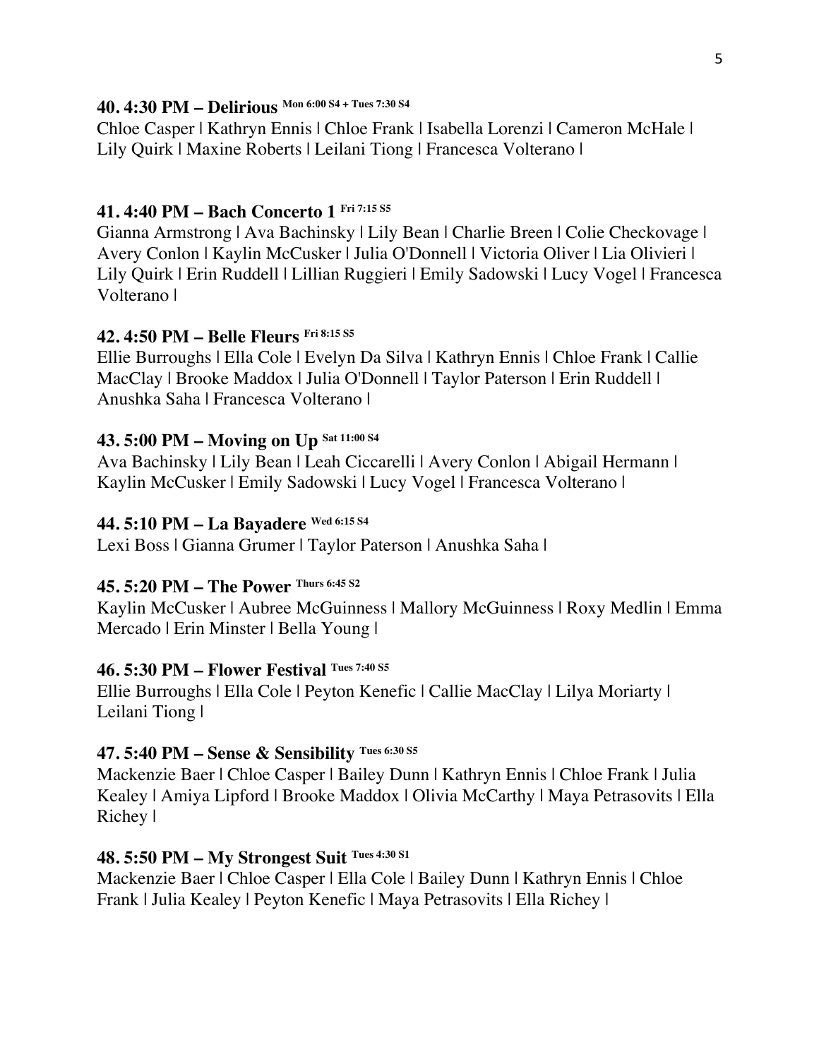**40. 4:30 PM – Delirious** Mon 6:00 S4 + Tues 7:30 S4

Chloe Casper | Kathryn Ennis | Chloe Frank | Isabella Lorenzi | Cameron McHale | Lily Quirk | Maxine Roberts | Leilani Tiong | Francesca Volterano |

**41. 4:40 PM – Bach Concerto 1** Fri 7:15 S5

Gianna Armstrong | Ava Bachinsky | Lily Bean | Charlie Breen | Colie Checkovage | Avery Conlon | Kaylin McCusker | Julia O'Donnell | Victoria Oliver | Lia Olivieri | Lily Quirk | Erin Ruddell | Lillian Ruggieri | Emily Sadowski | Lucy Vogel | Francesca Volterano |

**42. 4:50 PM – Belle Fleurs** Fri 8:15 S5

Ellie Burroughs | Ella Cole | Evelyn Da Silva | Kathryn Ennis | Chloe Frank | Callie MacClay | Brooke Maddox | Julia O'Donnell | Taylor Paterson | Erin Ruddell | Anushka Saha | Francesca Volterano |

**43. 5:00 PM – Moving on Up** Sat 11:00 S4

Ava Bachinsky | Lily Bean | Leah Ciccarelli | Avery Conlon | Abigail Hermann | Kaylin McCusker | Emily Sadowski | Lucy Vogel | Francesca Volterano |

**44. 5:10 PM – La Bayadere** Wed 6:15 S4

Lexi Boss | Gianna Grumer | Taylor Paterson | Anushka Saha |

**45. 5:20 PM – The Power** Thurs 6:45 S2

Kaylin McCusker | Aubree McGuinness | Mallory McGuinness | Roxy Medlin | Emma Mercado | Erin Minster | Bella Young |

**46. 5:30 PM – Flower Festival** Tues 7:40 S5

Ellie Burroughs | Ella Cole | Peyton Kenefic | Callie MacClay | Lilya Moriarty | Leilani Tiong |

**47. 5:40 PM – Sense & Sensibility** Tues 6:30 S5

Mackenzie Baer | Chloe Casper | Bailey Dunn | Kathryn Ennis | Chloe Frank | Julia Kealey | Amiya Lipford | Brooke Maddox | Olivia McCarthy | Maya Petrasovits | Ella Richey |

**48. 5:50 PM – My Strongest Suit** Tues 4:30 S1

Mackenzie Baer | Chloe Casper | Ella Cole | Bailey Dunn | Kathryn Ennis | Chloe Frank | Julia Kealey | Peyton Kenefic | Maya Petrasovits | Ella Richey |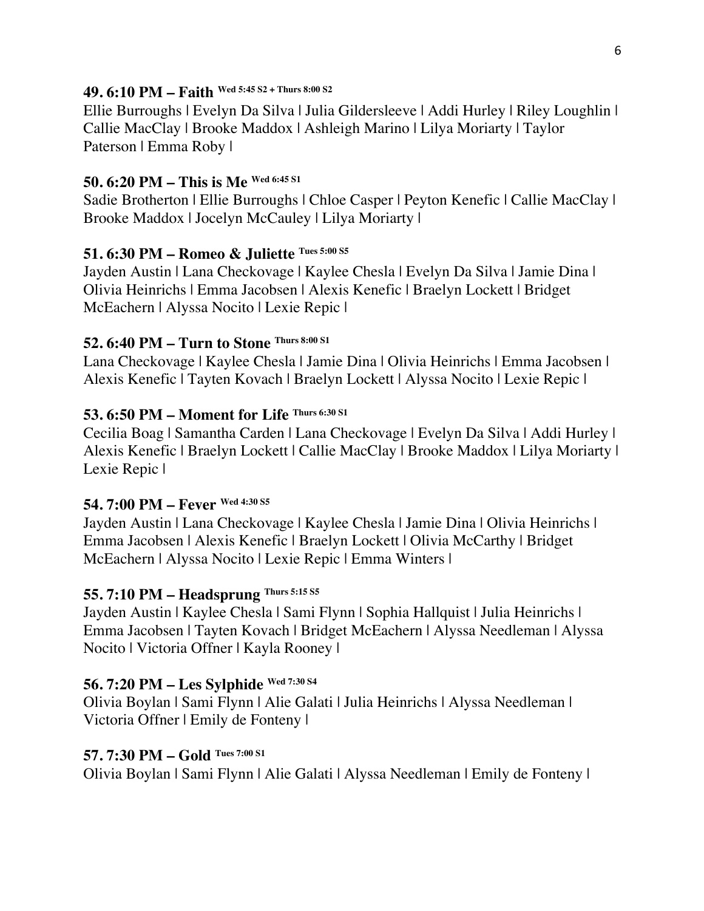**49. 6:10 PM – Faith** Wed 5:45 S2 + Thurs 8:00 S2
Ellie Burroughs | Evelyn Da Silva | Julia Gildersleeve | Addi Hurley | Riley Loughlin | Callie MacClay | Brooke Maddox | Ashleigh Marino | Lilya Moriarty | Taylor Paterson | Emma Roby |

**50. 6:20 PM – This is Me** Wed 6:45 S1
Sadie Brotherton | Ellie Burroughs | Chloe Casper | Peyton Kenefic | Callie MacClay | Brooke Maddox | Jocelyn McCauley | Lilya Moriarty |

**51. 6:30 PM – Romeo & Juliette** Tues 5:00 S5
Jayden Austin | Lana Checkovage | Kaylee Chesla | Evelyn Da Silva | Jamie Dina | Olivia Heinrichs | Emma Jacobsen | Alexis Kenefic | Braelyn Lockett | Bridget McEachern | Alyssa Nocito | Lexie Repic |

**52. 6:40 PM – Turn to Stone** Thurs 8:00 S1
Lana Checkovage | Kaylee Chesla | Jamie Dina | Olivia Heinrichs | Emma Jacobsen | Alexis Kenefic | Tayten Kovach | Braelyn Lockett | Alyssa Nocito | Lexie Repic |

**53. 6:50 PM – Moment for Life** Thurs 6:30 S1
Cecilia Boag | Samantha Carden | Lana Checkovage | Evelyn Da Silva | Addi Hurley | Alexis Kenefic | Braelyn Lockett | Callie MacClay | Brooke Maddox | Lilya Moriarty | Lexie Repic |

**54. 7:00 PM – Fever** Wed 4:30 S5
Jayden Austin | Lana Checkovage | Kaylee Chesla | Jamie Dina | Olivia Heinrichs | Emma Jacobsen | Alexis Kenefic | Braelyn Lockett | Olivia McCarthy | Bridget McEachern | Alyssa Nocito | Lexie Repic | Emma Winters |

**55. 7:10 PM – Headsprung** Thurs 5:15 S5
Jayden Austin | Kaylee Chesla | Sami Flynn | Sophia Hallquist | Julia Heinrichs | Emma Jacobsen | Tayten Kovach | Bridget McEachern | Alyssa Needleman | Alyssa Nocito | Victoria Offner | Kayla Rooney |

**56. 7:20 PM – Les Sylphide** Wed 7:30 S4
Olivia Boylan | Sami Flynn | Alie Galati | Julia Heinrichs | Alyssa Needleman | Victoria Offner | Emily de Fonteny |

**57. 7:30 PM – Gold** Tues 7:00 S1
Olivia Boylan | Sami Flynn | Alie Galati | Alyssa Needleman | Emily de Fonteny |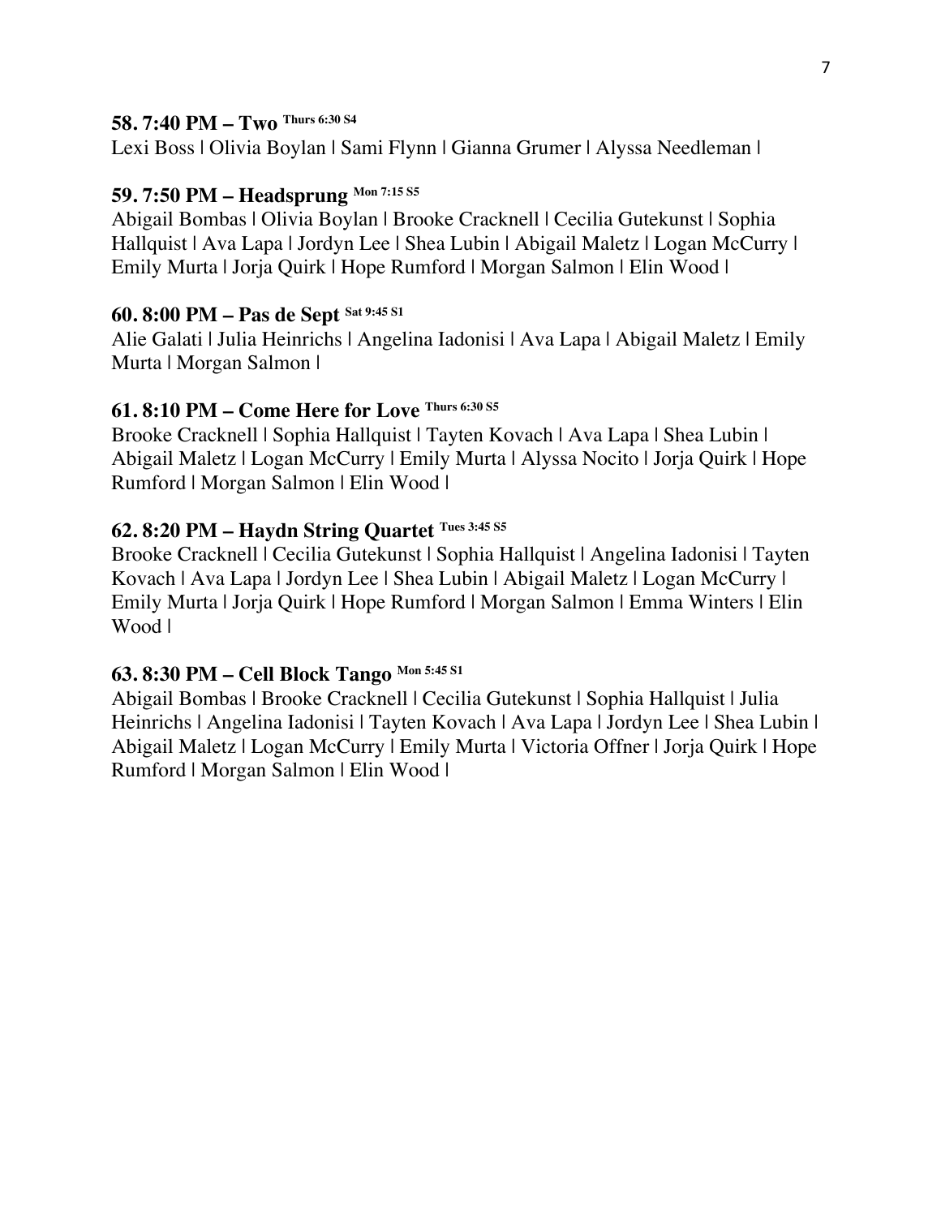**58. 7:40 PM – Two** Thurs 6:30 S4

Lexi Boss | Olivia Boylan | Sami Flynn | Gianna Grumer | Alyssa Needleman |

**59. 7:50 PM – Headsprung** Mon 7:15 S5

Abigail Bombas | Olivia Boylan | Brooke Cracknell | Cecilia Gutekunst | Sophia Hallquist | Ava Lapa | Jordyn Lee | Shea Lubin | Abigail Maletz | Logan McCurry | Emily Murta | Jorja Quirk | Hope Rumford | Morgan Salmon | Elin Wood |

**60. 8:00 PM – Pas de Sept** Sat 9:45 S1

Alie Galati | Julia Heinrichs | Angelina Iadonisi | Ava Lapa | Abigail Maletz | Emily Murta | Morgan Salmon |

**61. 8:10 PM – Come Here for Love** Thurs 6:30 S5

Brooke Cracknell | Sophia Hallquist | Tayten Kovach | Ava Lapa | Shea Lubin | Abigail Maletz | Logan McCurry | Emily Murta | Alyssa Nocito | Jorja Quirk | Hope Rumford | Morgan Salmon | Elin Wood |

**62. 8:20 PM – Haydn String Quartet** Tues 3:45 S5

Brooke Cracknell | Cecilia Gutekunst | Sophia Hallquist | Angelina Iadonisi | Tayten Kovach | Ava Lapa | Jordyn Lee | Shea Lubin | Abigail Maletz | Logan McCurry | Emily Murta | Jorja Quirk | Hope Rumford | Morgan Salmon | Emma Winters | Elin Wood |

**63. 8:30 PM – Cell Block Tango** Mon 5:45 S1

Abigail Bombas | Brooke Cracknell | Cecilia Gutekunst | Sophia Hallquist | Julia Heinrichs | Angelina Iadonisi | Tayten Kovach | Ava Lapa | Jordyn Lee | Shea Lubin | Abigail Maletz | Logan McCurry | Emily Murta | Victoria Offner | Jorja Quirk | Hope Rumford | Morgan Salmon | Elin Wood |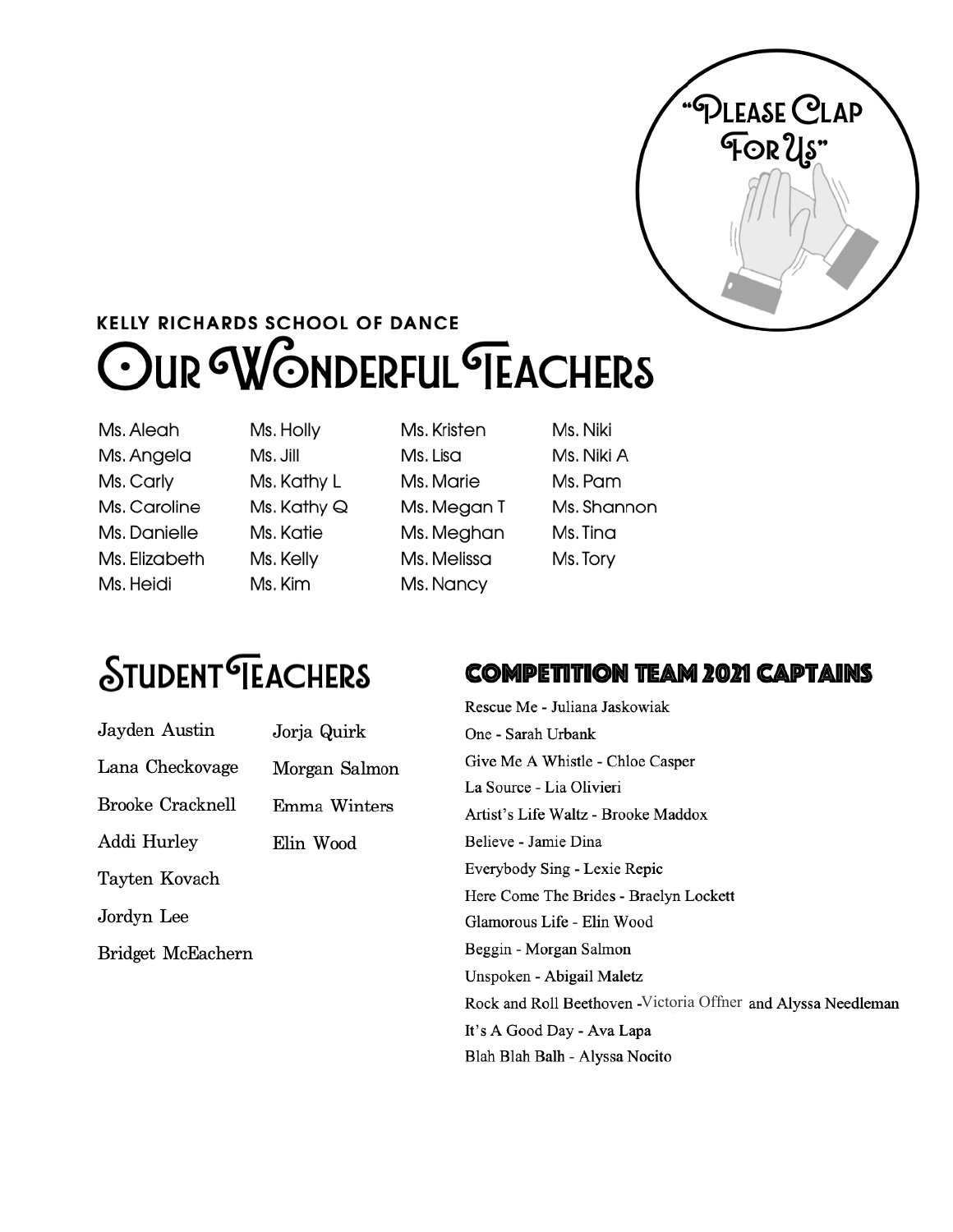"Please Clap For Us"

KELLY RICHARDS SCHOOL OF DANCE

# Our Wonderful Teachers

Ms. Aleah
Ms. Angela
Ms. Carly
Ms. Caroline
Ms. Danielle
Ms. Elizabeth
Ms. Heidi
Ms. Holly
Ms. Jill
Ms. Kathy L
Ms. Kathy Q
Ms. Katie
Ms. Kelly
Ms. Kim
Ms. Kristen
Ms. Lisa
Ms. Marie
Ms. Megan T
Ms. Meghan
Ms. Melissa
Ms. Nancy
Ms. Niki
Ms. Niki A
Ms. Pam
Ms. Shannon
Ms. Tina
Ms. Tory

# Student Teachers

Jayden Austin
Lana Checkovage
Brooke Cracknell
Addi Hurley
Tayten Kovach
Jordyn Lee
Bridget McEachern
Jorja Quirk
Morgan Salmon
Emma Winters
Elin Wood

## Competition Team 2021 Captains

Rescue Me - Juliana Jaskowiak
One - Sarah Urbank
Give Me A Whistle - Chloe Casper
La Source - Lia Olivieri
Artist's Life Waltz - Brooke Maddox
Believe - Jamie Dina
Everybody Sing - Lexie Repic
Here Come The Brides - Braelyn Lockett
Glamorous Life - Elin Wood
Beggin - Morgan Salmon
Unspoken - Abigail Maletz
Rock and Roll Beethoven - Victoria Offner and Alyssa Needleman
It's A Good Day - Ava Lapa
Blah Blah Balh - Alyssa Nocito